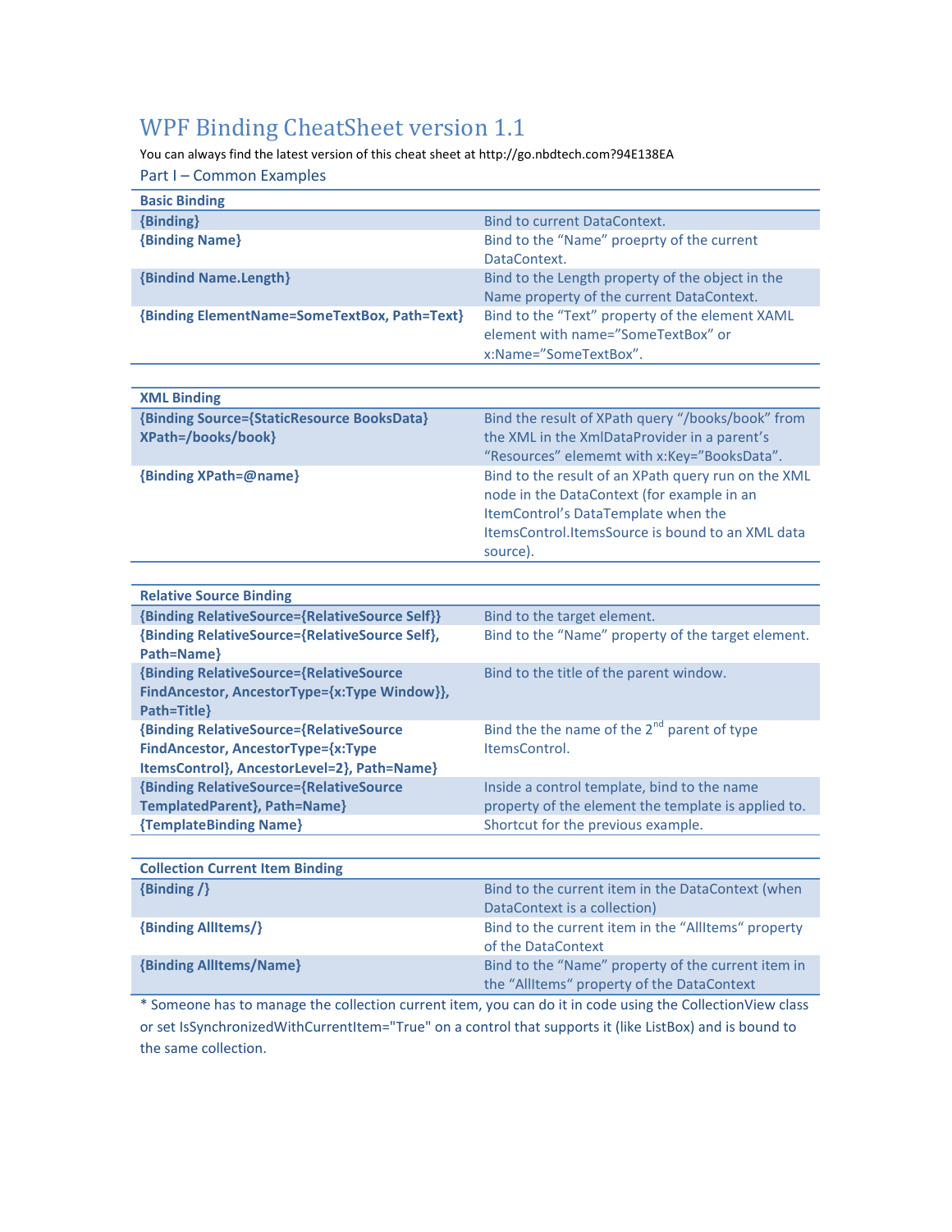# WPF Binding CheatSheet version 1.1

You can always find the latest version of this cheat sheet at http://go.nbdtech.com?94E138EA

## Part I – Common Examples

| **Basic Binding** | |
|---|---|
| **{Binding}** | Bind to current DataContext. |
| **{Binding Name}** | Bind to the “Name” proeprty of the current DataContext. |
| **{Bindind Name.Length}** | Bind to the Length property of the object in the Name property of the current DataContext. |
| **{Binding ElementName=SomeTextBox, Path=Text}** | Bind to the “Text” property of the element XAML element with name=”SomeTextBox” or x:Name=”SomeTextBox”. |

| **XML Binding** | |
|---|---|
| **{Binding Source={StaticResource BooksData} XPath=/books/book}** | Bind the result of XPath query “/books/book” from the XML in the XmlDataProvider in a parent’s “Resources” elememt with x:Key=”BooksData”. |
| **{Binding XPath=@name}** | Bind to the result of an XPath query run on the XML node in the DataContext (for example in an ItemControl’s DataTemplate when the ItemsControl.ItemsSource is bound to an XML data source). |

| **Relative Source Binding** | |
|---|---|
| **{Binding RelativeSource={RelativeSource Self}}** | Bind to the target element. |
| **{Binding RelativeSource={RelativeSource Self}, Path=Name}** | Bind to the “Name” property of the target element. |
| **{Binding RelativeSource={RelativeSource FindAncestor, AncestorType={x:Type Window}}, Path=Title}** | Bind to the title of the parent window. |
| **{Binding RelativeSource={RelativeSource FindAncestor, AncestorType={x:Type ItemsControl}, AncestorLevel=2}, Path=Name}** | Bind the the name of the 2nd parent of type ItemsControl. |
| **{Binding RelativeSource={RelativeSource TemplatedParent}, Path=Name}** | Inside a control template, bind to the name property of the element the template is applied to. |
| **{TemplateBinding Name}** | Shortcut for the previous example. |

| **Collection Current Item Binding** | |
|---|---|
| **{Binding /}** | Bind to the current item in the DataContext (when DataContext is a collection) |
| **{Binding AllItems/}** | Bind to the current item in the “AllItems“ property of the DataContext |
| **{Binding AllItems/Name}** | Bind to the “Name” property of the current item in the “AllItems“ property of the DataContext |

* Someone has to manage the collection current item, you can do it in code using the CollectionView class or set IsSynchronizedWithCurrentItem="True" on a control that supports it (like ListBox) and is bound to the same collection.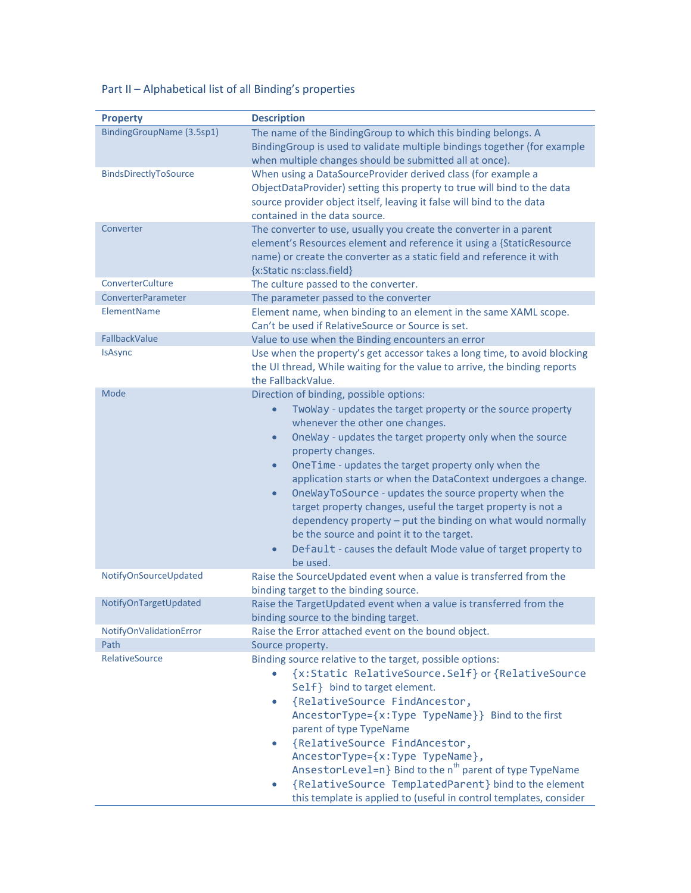## Part II – Alphabetical list of all Binding's properties

| Property | Description |
|---|---|
| BindingGroupName (3.5sp1) | The name of the BindingGroup to which this binding belongs. A BindingGroup is used to validate multiple bindings together (for example when multiple changes should be submitted all at once). |
| BindsDirectlyToSource | When using a DataSourceProvider derived class (for example a ObjectDataProvider) setting this property to true will bind to the data source provider object itself, leaving it false will bind to the data contained in the data source. |
| Converter | The converter to use, usually you create the converter in a parent element's Resources element and reference it using a {StaticResource name) or create the converter as a static field and reference it with {x:Static ns:class.field} |
| ConverterCulture | The culture passed to the converter. |
| ConverterParameter | The parameter passed to the converter |
| ElementName | Element name, when binding to an element in the same XAML scope. Can't be used if RelativeSource or Source is set. |
| FallbackValue | Value to use when the Binding encounters an error |
| IsAsync | Use when the property's get accessor takes a long time, to avoid blocking the UI thread, While waiting for the value to arrive, the binding reports the FallbackValue. |
| Mode | Direction of binding, possible options:<br>• `TwoWay` - updates the target property or the source property whenever the other one changes.<br>• `OneWay` - updates the target property only when the source property changes.<br>• `OneTime` - updates the target property only when the application starts or when the DataContext undergoes a change.<br>• `OneWayToSource` - updates the source property when the target property changes, useful the target property is not a dependency property – put the binding on what would normally be the source and point it to the target.<br>• `Default` - causes the default Mode value of target property to be used. |
| NotifyOnSourceUpdated | Raise the SourceUpdated event when a value is transferred from the binding target to the binding source. |
| NotifyOnTargetUpdated | Raise the TargetUpdated event when a value is transferred from the binding source to the binding target. |
| NotifyOnValidationError | Raise the Error attached event on the bound object. |
| Path | Source property. |
| RelativeSource | Binding source relative to the target, possible options:<br>• `{x:Static RelativeSource.Self}` or `{RelativeSource Self}` bind to target element.<br>• `{RelativeSource FindAncestor, AncestorType={x:Type TypeName}}` Bind to the first parent of type TypeName<br>• `{RelativeSource FindAncestor, AncestorType={x:Type TypeName}, AnsestorLevel=n}` Bind to the n[th] parent of type TypeName<br>• `{RelativeSource TemplatedParent}` bind to the element this template is applied to (useful in control templates, consider |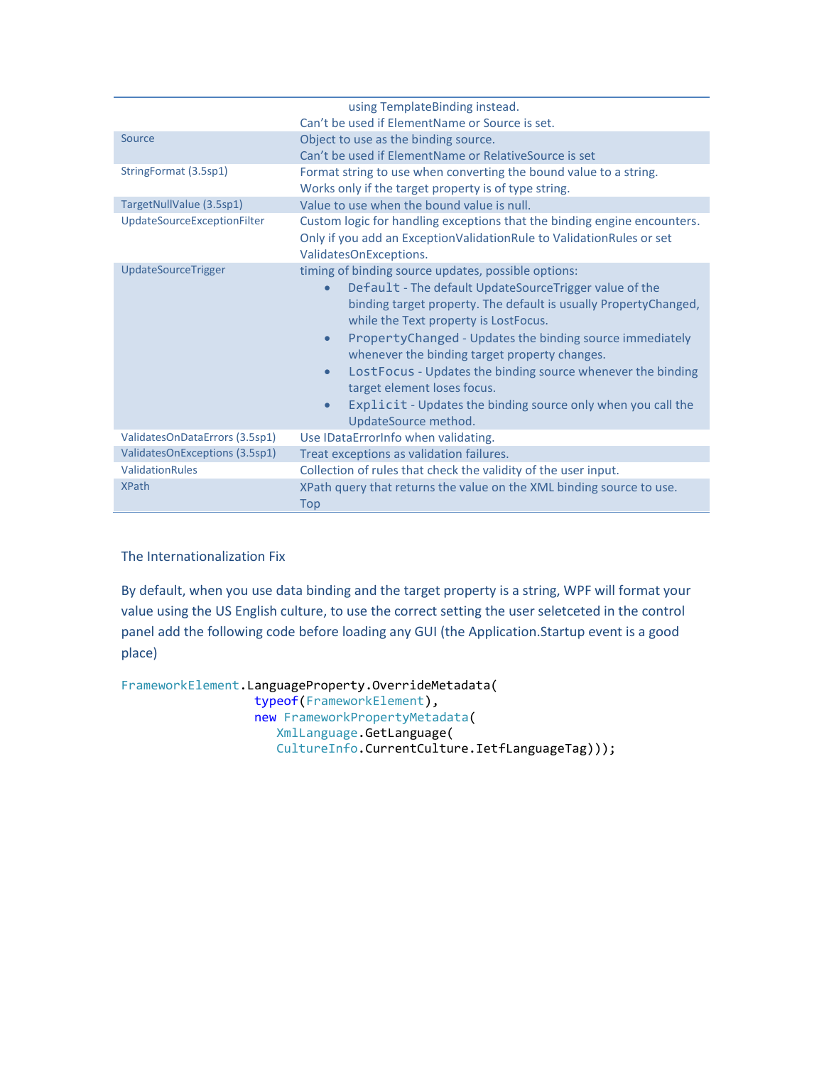| | |
|---|---|
| | using TemplateBinding instead.<br>Can't be used if ElementName or Source is set. |
| Source | Object to use as the binding source.<br>Can't be used if ElementName or RelativeSource is set |
| StringFormat (3.5sp1) | Format string to use when converting the bound value to a string.<br>Works only if the target property is of type string. |
| TargetNullValue (3.5sp1) | Value to use when the bound value is null. |
| UpdateSourceExceptionFilter | Custom logic for handling exceptions that the binding engine encounters. Only if you add an ExceptionValidationRule to ValidationRules or set ValidatesOnExceptions. |
| UpdateSourceTrigger | timing of binding source updates, possible options:<br>• `Default` - The default UpdateSourceTrigger value of the binding target property. The default is usually PropertyChanged, while the Text property is LostFocus.<br>• `PropertyChanged` - Updates the binding source immediately whenever the binding target property changes.<br>• `LostFocus` - Updates the binding source whenever the binding target element loses focus.<br>• `Explicit` - Updates the binding source only when you call the UpdateSource method. |
| ValidatesOnDataErrors (3.5sp1) | Use IDataErrorInfo when validating. |
| ValidatesOnExceptions (3.5sp1) | Treat exceptions as validation failures. |
| ValidationRules | Collection of rules that check the validity of the user input. |
| XPath | XPath query that returns the value on the XML binding source to use.<br>Top |

The Internationalization Fix

By default, when you use data binding and the target property is a string, WPF will format your value using the US English culture, to use the correct setting the user seletceted in the control panel add the following code before loading any GUI (the Application.Startup event is a good place)

```
FrameworkElement.LanguageProperty.OverrideMetadata(
                  typeof(FrameworkElement),
                  new FrameworkPropertyMetadata(
                     XmlLanguage.GetLanguage(
                     CultureInfo.CurrentCulture.IetfLanguageTag)));
```